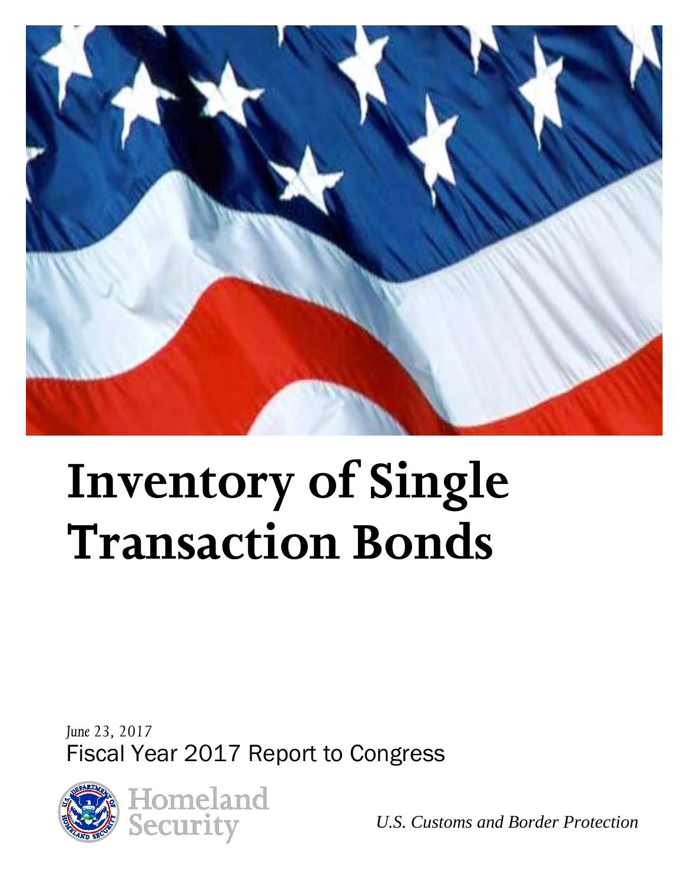# Inventory of Single Transaction Bonds

*June 23, 2017*

Fiscal Year 2017 Report to Congress

Homeland Security

*U.S. Customs and Border Protection*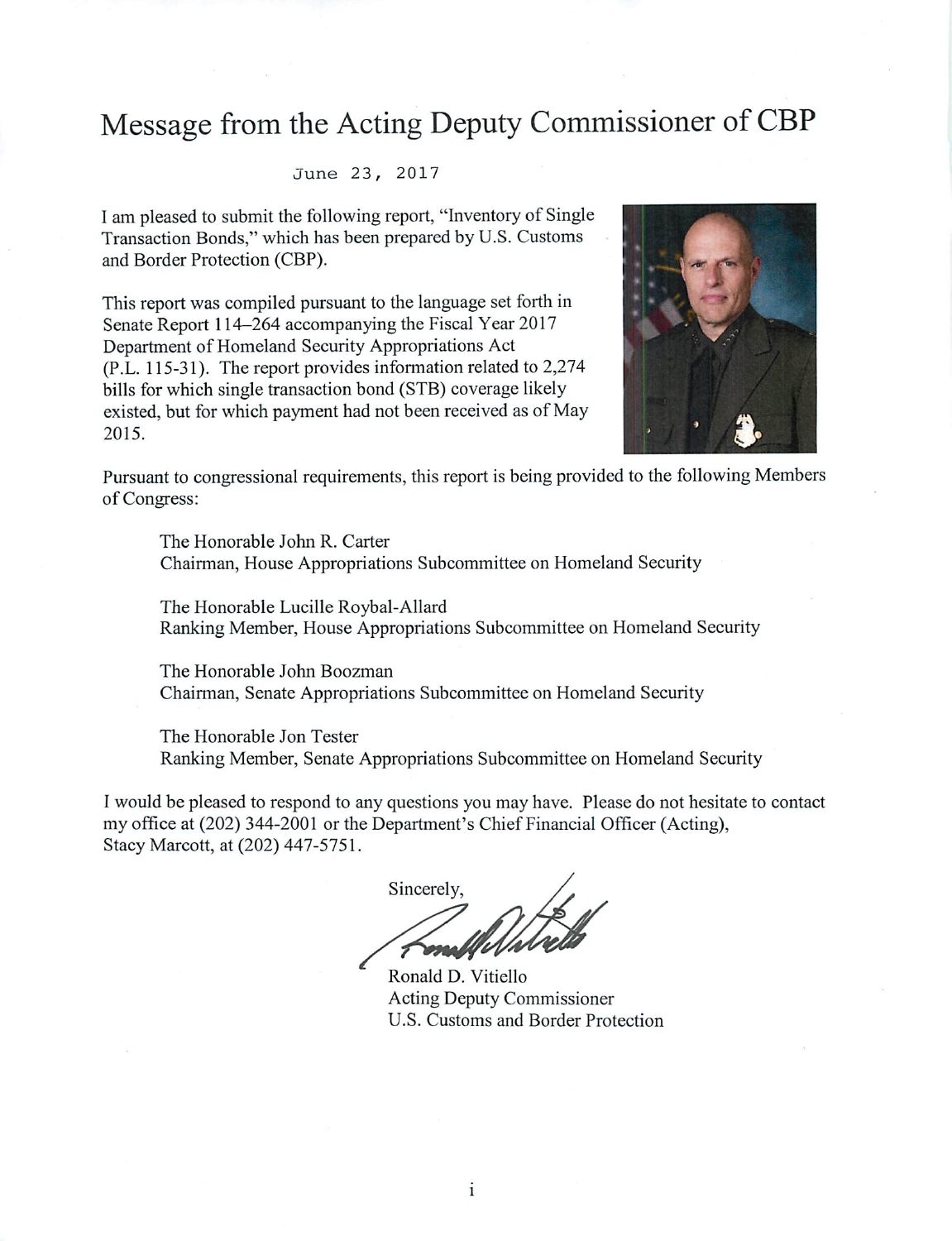# Message from the Acting Deputy Commissioner of CBP

June 23, 2017

I am pleased to submit the following report, "Inventory of Single Transaction Bonds," which has been prepared by U.S. Customs and Border Protection (CBP).

This report was compiled pursuant to the language set forth in Senate Report 114–264 accompanying the Fiscal Year 2017 Department of Homeland Security Appropriations Act (P.L. 115-31). The report provides information related to 2,274 bills for which single transaction bond (STB) coverage likely existed, but for which payment had not been received as of May 2015.

Pursuant to congressional requirements, this report is being provided to the following Members of Congress:

The Honorable John R. Carter
Chairman, House Appropriations Subcommittee on Homeland Security

The Honorable Lucille Roybal-Allard
Ranking Member, House Appropriations Subcommittee on Homeland Security

The Honorable John Boozman
Chairman, Senate Appropriations Subcommittee on Homeland Security

The Honorable Jon Tester
Ranking Member, Senate Appropriations Subcommittee on Homeland Security

I would be pleased to respond to any questions you may have. Please do not hesitate to contact my office at (202) 344-2001 or the Department's Chief Financial Officer (Acting), Stacy Marcott, at (202) 447-5751.

Sincerely,

Ronald D. Vitiello
Acting Deputy Commissioner
U.S. Customs and Border Protection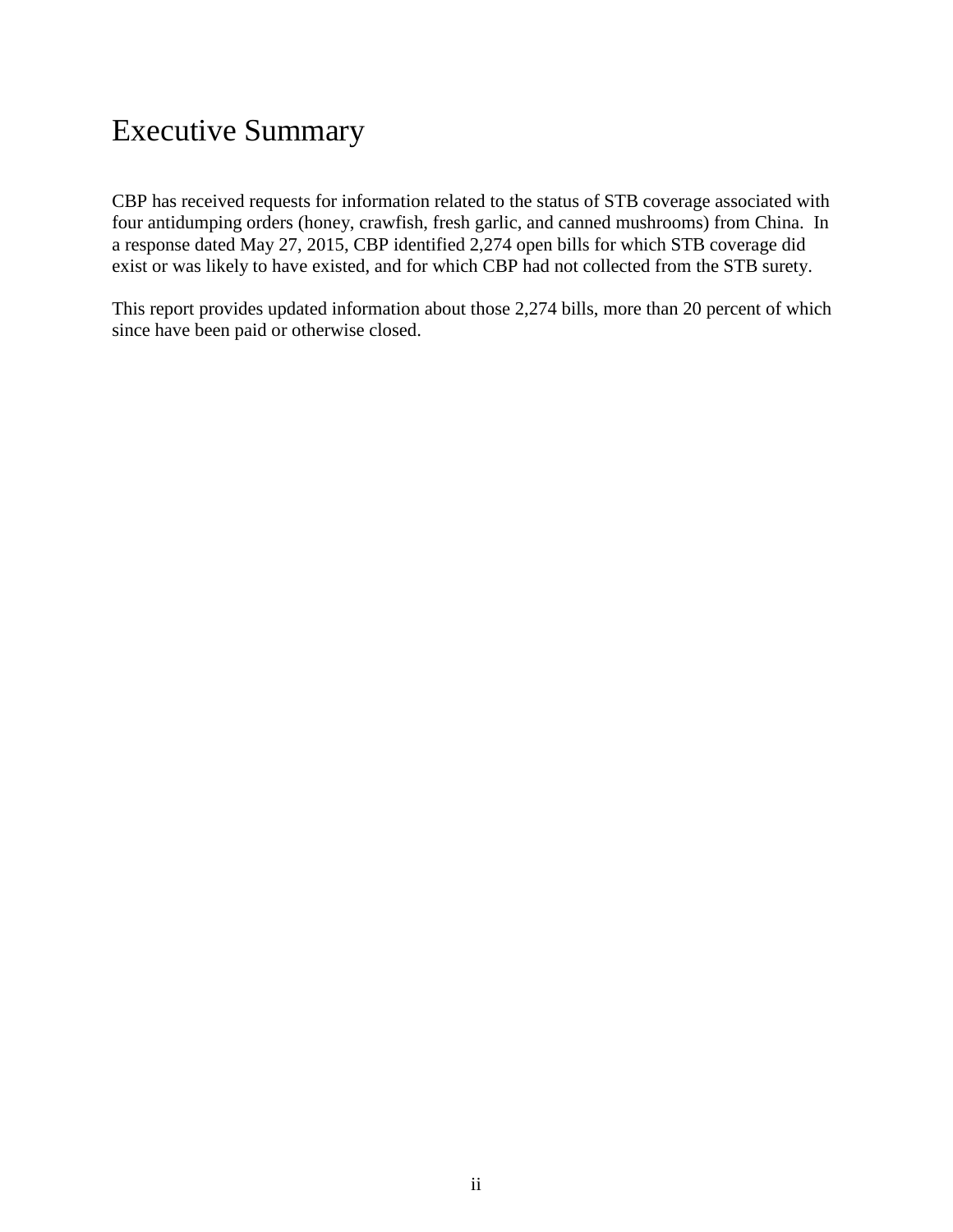# Executive Summary

CBP has received requests for information related to the status of STB coverage associated with four antidumping orders (honey, crawfish, fresh garlic, and canned mushrooms) from China. In a response dated May 27, 2015, CBP identified 2,274 open bills for which STB coverage did exist or was likely to have existed, and for which CBP had not collected from the STB surety.

This report provides updated information about those 2,274 bills, more than 20 percent of which since have been paid or otherwise closed.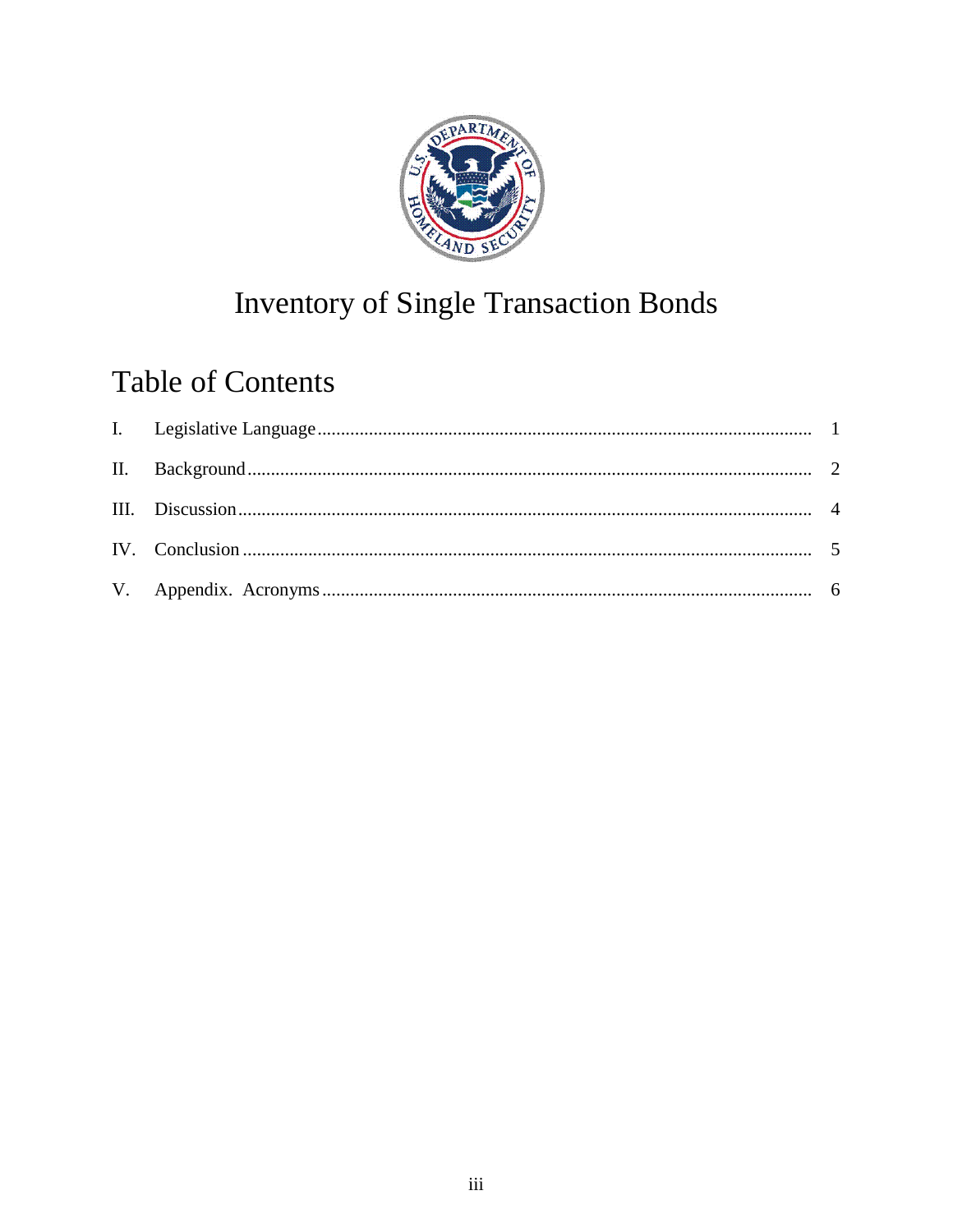# Inventory of Single Transaction Bonds

## Table of Contents

| | | |
|---|---|---|
| I. | Legislative Language | 1 |
| II. | Background | 2 |
| III. | Discussion | 4 |
| IV. | Conclusion | 5 |
| V. | Appendix. Acronyms | 6 |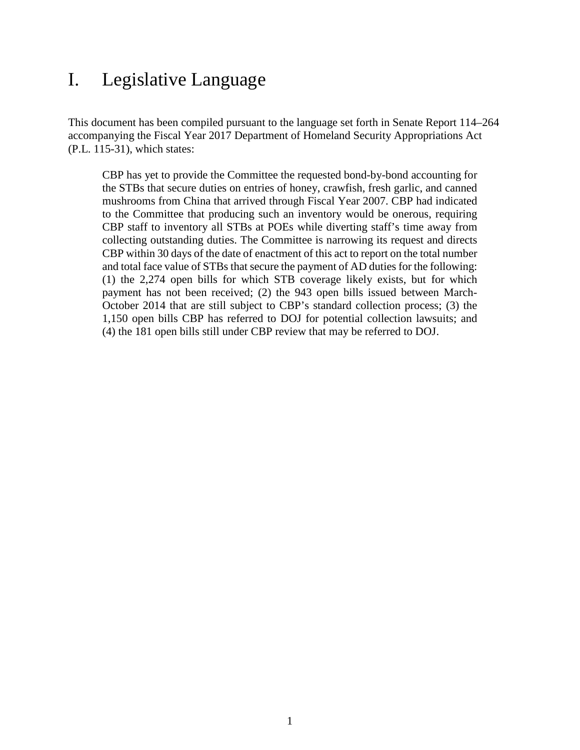# I. Legislative Language

This document has been compiled pursuant to the language set forth in Senate Report 114–264 accompanying the Fiscal Year 2017 Department of Homeland Security Appropriations Act (P.L. 115-31), which states:

> CBP has yet to provide the Committee the requested bond-by-bond accounting for the STBs that secure duties on entries of honey, crawfish, fresh garlic, and canned mushrooms from China that arrived through Fiscal Year 2007. CBP had indicated to the Committee that producing such an inventory would be onerous, requiring CBP staff to inventory all STBs at POEs while diverting staff's time away from collecting outstanding duties. The Committee is narrowing its request and directs CBP within 30 days of the date of enactment of this act to report on the total number and total face value of STBs that secure the payment of AD duties for the following: (1) the 2,274 open bills for which STB coverage likely exists, but for which payment has not been received; (2) the 943 open bills issued between March-October 2014 that are still subject to CBP's standard collection process; (3) the 1,150 open bills CBP has referred to DOJ for potential collection lawsuits; and (4) the 181 open bills still under CBP review that may be referred to DOJ.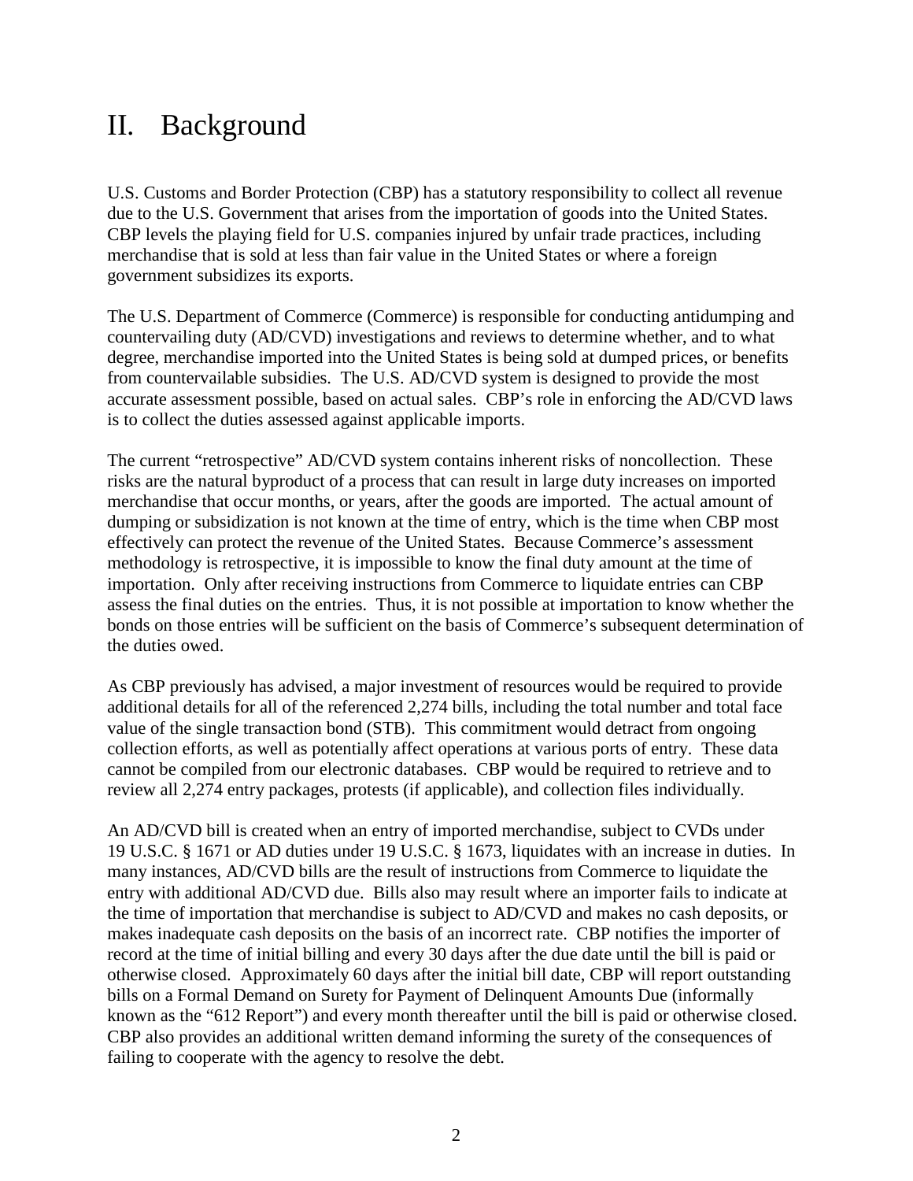# II. Background

U.S. Customs and Border Protection (CBP) has a statutory responsibility to collect all revenue due to the U.S. Government that arises from the importation of goods into the United States. CBP levels the playing field for U.S. companies injured by unfair trade practices, including merchandise that is sold at less than fair value in the United States or where a foreign government subsidizes its exports.

The U.S. Department of Commerce (Commerce) is responsible for conducting antidumping and countervailing duty (AD/CVD) investigations and reviews to determine whether, and to what degree, merchandise imported into the United States is being sold at dumped prices, or benefits from countervailable subsidies. The U.S. AD/CVD system is designed to provide the most accurate assessment possible, based on actual sales. CBP's role in enforcing the AD/CVD laws is to collect the duties assessed against applicable imports.

The current "retrospective" AD/CVD system contains inherent risks of noncollection. These risks are the natural byproduct of a process that can result in large duty increases on imported merchandise that occur months, or years, after the goods are imported. The actual amount of dumping or subsidization is not known at the time of entry, which is the time when CBP most effectively can protect the revenue of the United States. Because Commerce's assessment methodology is retrospective, it is impossible to know the final duty amount at the time of importation. Only after receiving instructions from Commerce to liquidate entries can CBP assess the final duties on the entries. Thus, it is not possible at importation to know whether the bonds on those entries will be sufficient on the basis of Commerce's subsequent determination of the duties owed.

As CBP previously has advised, a major investment of resources would be required to provide additional details for all of the referenced 2,274 bills, including the total number and total face value of the single transaction bond (STB). This commitment would detract from ongoing collection efforts, as well as potentially affect operations at various ports of entry. These data cannot be compiled from our electronic databases. CBP would be required to retrieve and to review all 2,274 entry packages, protests (if applicable), and collection files individually.

An AD/CVD bill is created when an entry of imported merchandise, subject to CVDs under 19 U.S.C. § 1671 or AD duties under 19 U.S.C. § 1673, liquidates with an increase in duties. In many instances, AD/CVD bills are the result of instructions from Commerce to liquidate the entry with additional AD/CVD due. Bills also may result where an importer fails to indicate at the time of importation that merchandise is subject to AD/CVD and makes no cash deposits, or makes inadequate cash deposits on the basis of an incorrect rate. CBP notifies the importer of record at the time of initial billing and every 30 days after the due date until the bill is paid or otherwise closed. Approximately 60 days after the initial bill date, CBP will report outstanding bills on a Formal Demand on Surety for Payment of Delinquent Amounts Due (informally known as the "612 Report") and every month thereafter until the bill is paid or otherwise closed. CBP also provides an additional written demand informing the surety of the consequences of failing to cooperate with the agency to resolve the debt.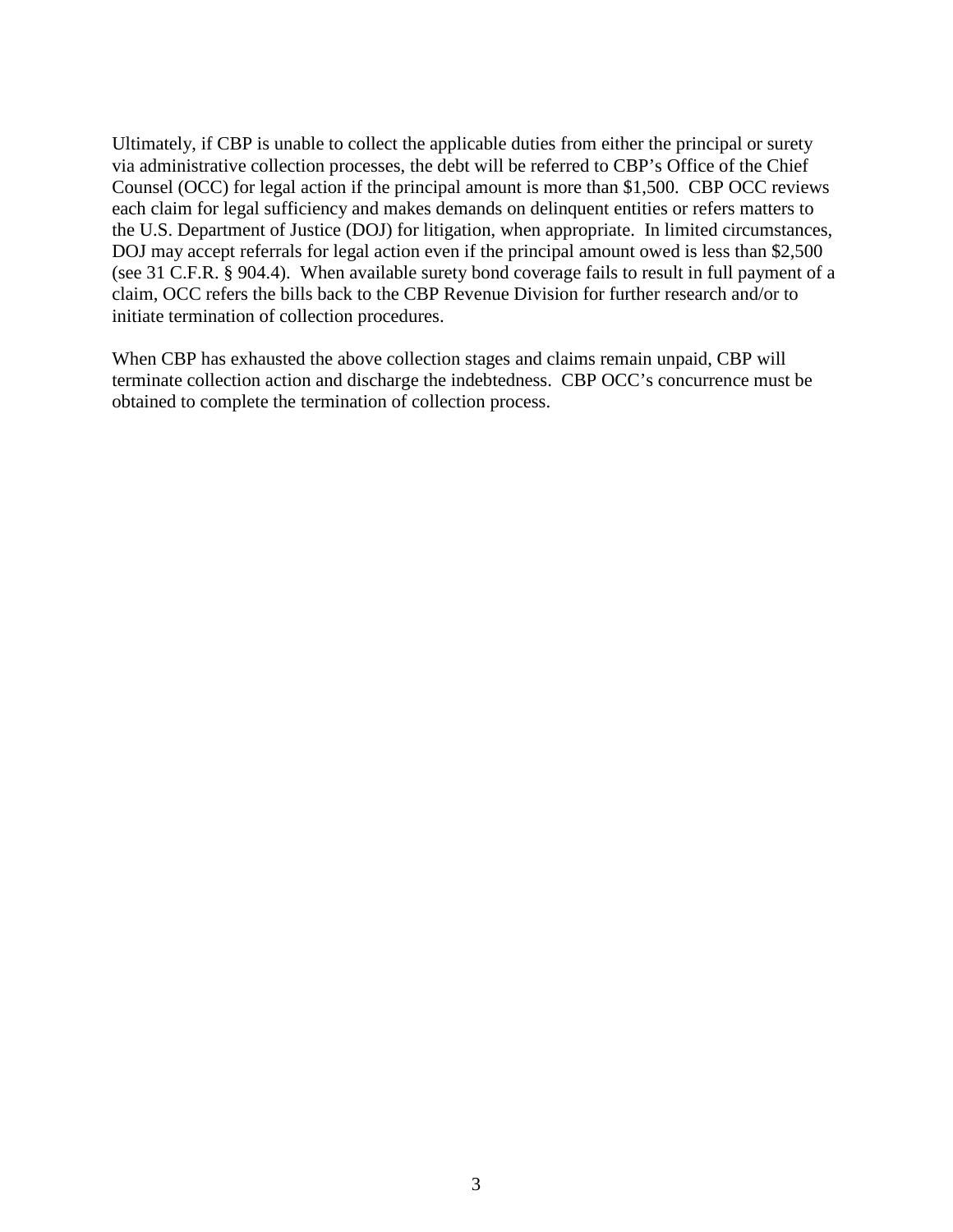Ultimately, if CBP is unable to collect the applicable duties from either the principal or surety via administrative collection processes, the debt will be referred to CBP's Office of the Chief Counsel (OCC) for legal action if the principal amount is more than $1,500. CBP OCC reviews each claim for legal sufficiency and makes demands on delinquent entities or refers matters to the U.S. Department of Justice (DOJ) for litigation, when appropriate. In limited circumstances, DOJ may accept referrals for legal action even if the principal amount owed is less than $2,500 (see 31 C.F.R. § 904.4). When available surety bond coverage fails to result in full payment of a claim, OCC refers the bills back to the CBP Revenue Division for further research and/or to initiate termination of collection procedures.

When CBP has exhausted the above collection stages and claims remain unpaid, CBP will terminate collection action and discharge the indebtedness. CBP OCC's concurrence must be obtained to complete the termination of collection process.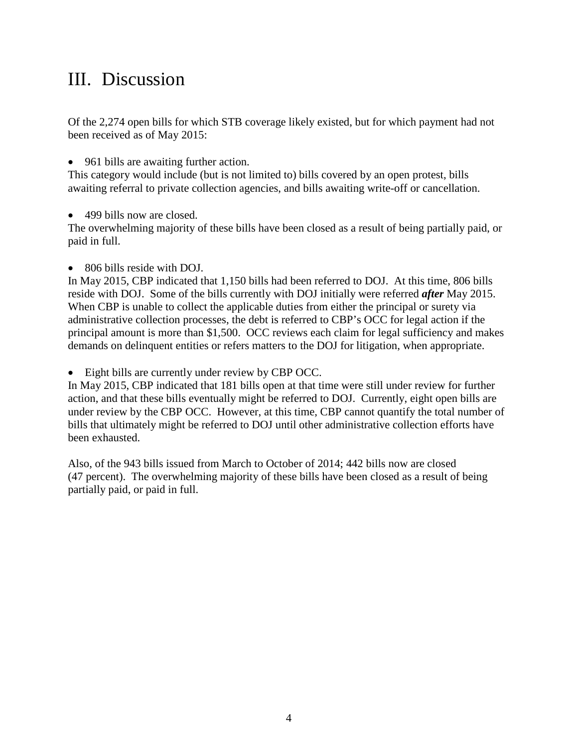# III. Discussion

Of the 2,274 open bills for which STB coverage likely existed, but for which payment had not been received as of May 2015:

- 961 bills are awaiting further action.

This category would include (but is not limited to) bills covered by an open protest, bills awaiting referral to private collection agencies, and bills awaiting write-off or cancellation.

- 499 bills now are closed.

The overwhelming majority of these bills have been closed as a result of being partially paid, or paid in full.

- 806 bills reside with DOJ.

In May 2015, CBP indicated that 1,150 bills had been referred to DOJ. At this time, 806 bills reside with DOJ. Some of the bills currently with DOJ initially were referred ***after*** May 2015. When CBP is unable to collect the applicable duties from either the principal or surety via administrative collection processes, the debt is referred to CBP's OCC for legal action if the principal amount is more than $1,500. OCC reviews each claim for legal sufficiency and makes demands on delinquent entities or refers matters to the DOJ for litigation, when appropriate.

- Eight bills are currently under review by CBP OCC.

In May 2015, CBP indicated that 181 bills open at that time were still under review for further action, and that these bills eventually might be referred to DOJ. Currently, eight open bills are under review by the CBP OCC. However, at this time, CBP cannot quantify the total number of bills that ultimately might be referred to DOJ until other administrative collection efforts have been exhausted.

Also, of the 943 bills issued from March to October of 2014; 442 bills now are closed (47 percent). The overwhelming majority of these bills have been closed as a result of being partially paid, or paid in full.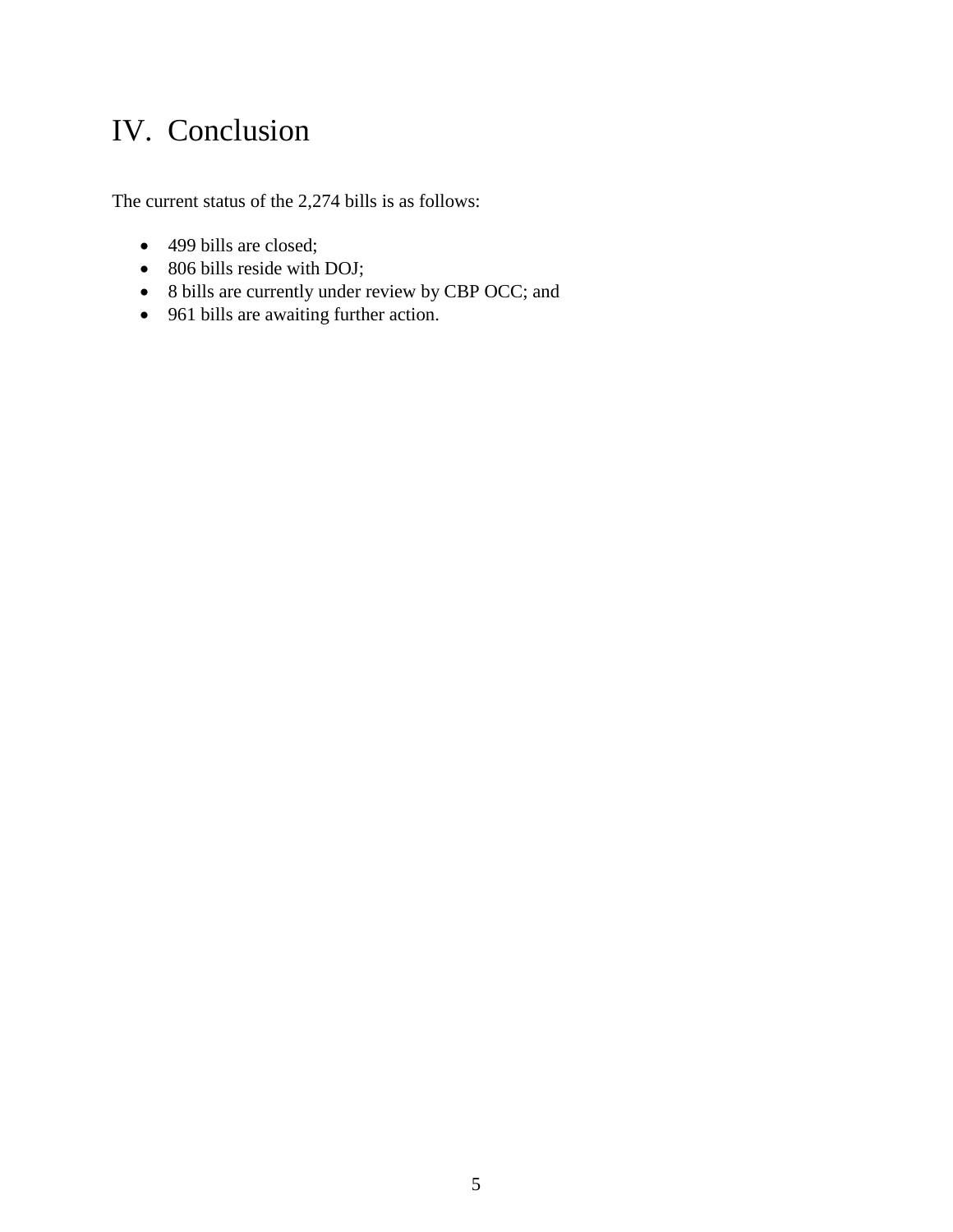# IV. Conclusion

The current status of the 2,274 bills is as follows:

- 499 bills are closed;
- 806 bills reside with DOJ;
- 8 bills are currently under review by CBP OCC; and
- 961 bills are awaiting further action.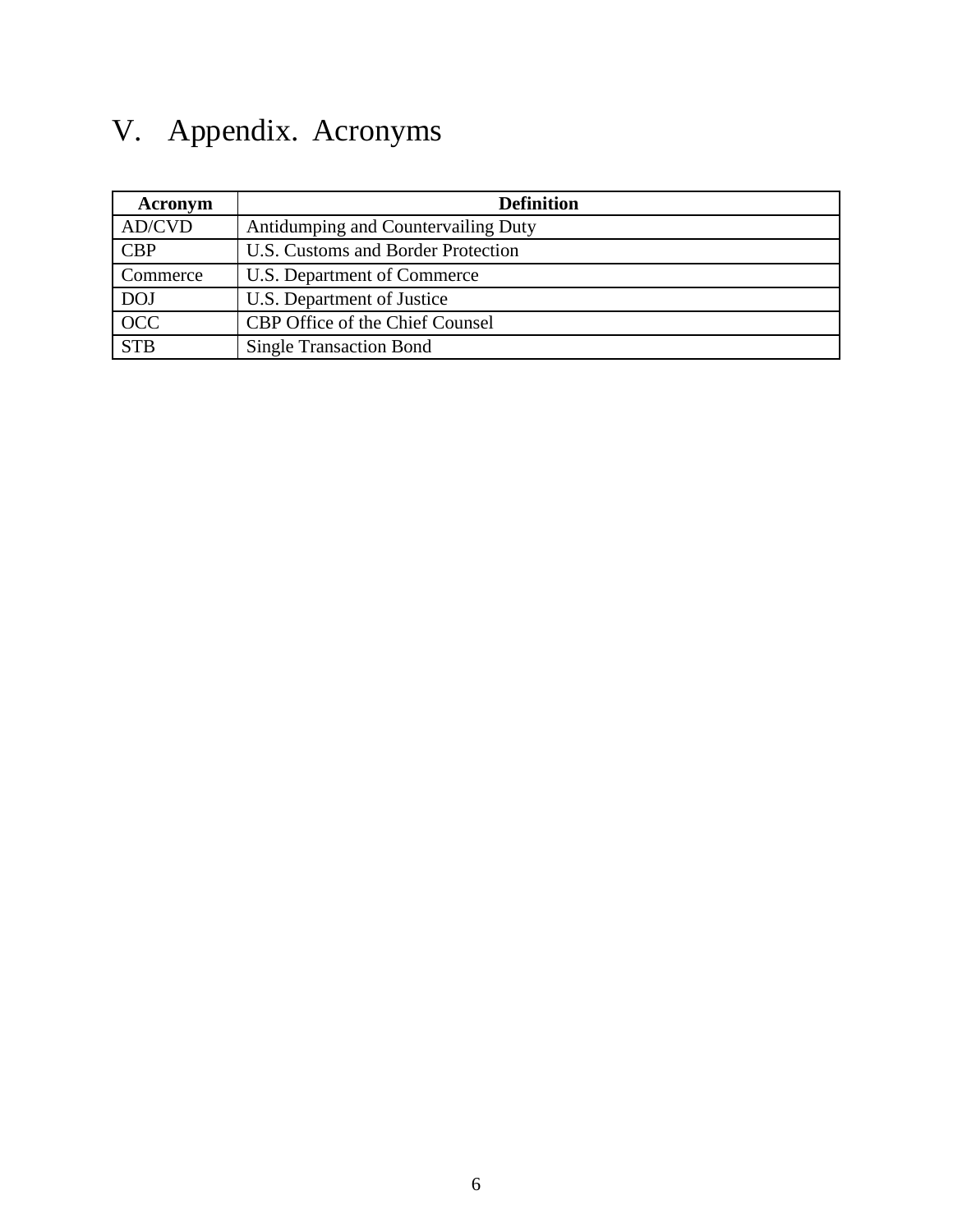# V. Appendix. Acronyms

| Acronym | Definition |
|---|---|
| AD/CVD | Antidumping and Countervailing Duty |
| CBP | U.S. Customs and Border Protection |
| Commerce | U.S. Department of Commerce |
| DOJ | U.S. Department of Justice |
| OCC | CBP Office of the Chief Counsel |
| STB | Single Transaction Bond |